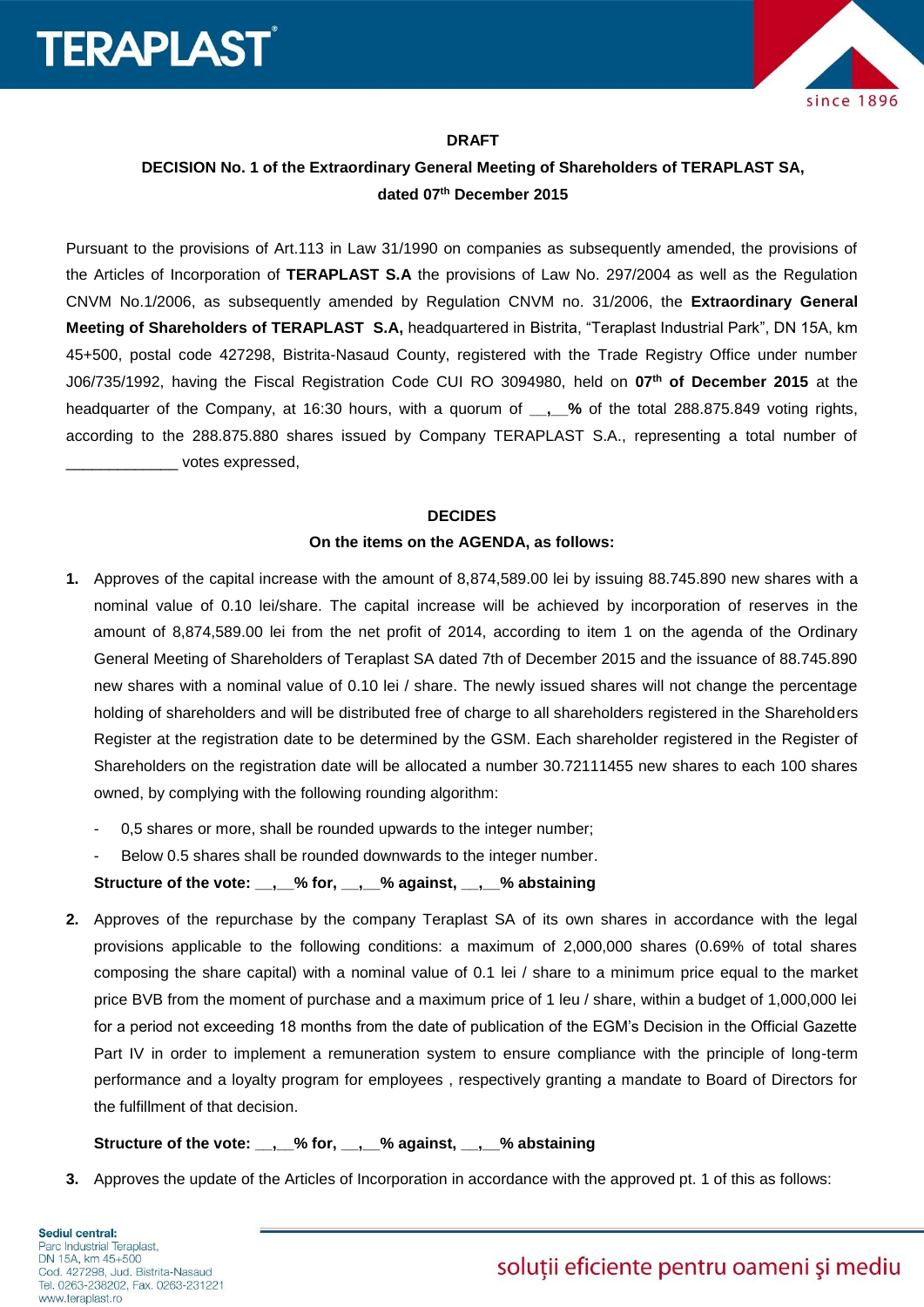**DRAFT**

**DECISION No. 1 of the Extraordinary General Meeting of Shareholders of TERAPLAST SA, dated 07th December 2015**

Pursuant to the provisions of Art.113 in Law 31/1990 on companies as subsequently amended, the provisions of the Articles of Incorporation of **TERAPLAST S.A** the provisions of Law No. 297/2004 as well as the Regulation CNVM No.1/2006, as subsequently amended by Regulation CNVM no. 31/2006, the **Extraordinary General Meeting of Shareholders of TERAPLAST S.A,** headquartered in Bistrita, "Teraplast Industrial Park", DN 15A, km 45+500, postal code 427298, Bistrita-Nasaud County, registered with the Trade Registry Office under number J06/735/1992, having the Fiscal Registration Code CUI RO 3094980, held on **07th of December 2015** at the headquarter of the Company, at 16:30 hours, with a quorum of **__,__%** of the total 288.875.849 voting rights, according to the 288.875.880 shares issued by Company TERAPLAST S.A., representing a total number of _____________ votes expressed,

**DECIDES**

**On the items on the AGENDA, as follows:**

1. Approves of the capital increase with the amount of 8,874,589.00 lei by issuing 88.745.890 new shares with a nominal value of 0.10 lei/share. The capital increase will be achieved by incorporation of reserves in the amount of 8,874,589.00 lei from the net profit of 2014, according to item 1 on the agenda of the Ordinary General Meeting of Shareholders of Teraplast SA dated 7th of December 2015 and the issuance of 88.745.890 new shares with a nominal value of 0.10 lei / share. The newly issued shares will not change the percentage holding of shareholders and will be distributed free of charge to all shareholders registered in the Shareholders Register at the registration date to be determined by the GSM. Each shareholder registered in the Register of Shareholders on the registration date will be allocated a number 30.72111455 new shares to each 100 shares owned, by complying with the following rounding algorithm:

   - 0,5 shares or more, shall be rounded upwards to the integer number;
   - Below 0.5 shares shall be rounded downwards to the integer number.

   **Structure of the vote: __,__% for, __,__% against, __,__% abstaining**

2. Approves of the repurchase by the company Teraplast SA of its own shares in accordance with the legal provisions applicable to the following conditions: a maximum of 2,000,000 shares (0.69% of total shares composing the share capital) with a nominal value of 0.1 lei / share to a minimum price equal to the market price BVB from the moment of purchase and a maximum price of 1 leu / share, within a budget of 1,000,000 lei for a period not exceeding 18 months from the date of publication of the EGM's Decision in the Official Gazette Part IV in order to implement a remuneration system to ensure compliance with the principle of long-term performance and a loyalty program for employees , respectively granting a mandate to Board of Directors for the fulfillment of that decision.

   **Structure of the vote: __,__% for, __,__% against, __,__% abstaining**

3. Approves the update of the Articles of Incorporation in accordance with the approved pt. 1 of this as follows: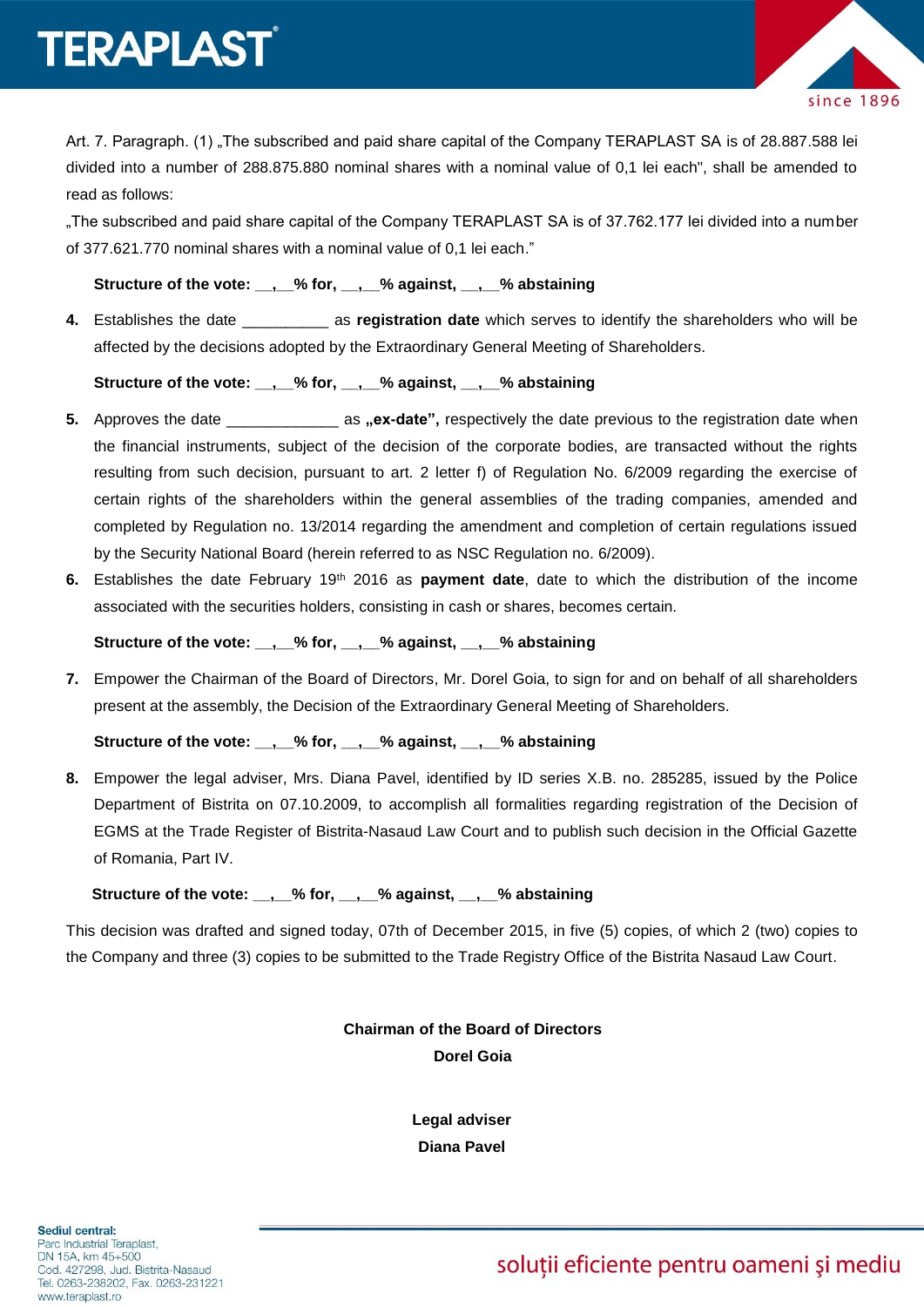Art. 7. Paragraph. (1) „The subscribed and paid share capital of the Company TERAPLAST SA is of 28.887.588 lei divided into a number of 288.875.880 nominal shares with a nominal value of 0,1 lei each", shall be amended to read as follows:

„The subscribed and paid share capital of the Company TERAPLAST SA is of 37.762.177 lei divided into a number of 377.621.770 nominal shares with a nominal value of 0,1 lei each."

**Structure of the vote: __,__% for, __,__% against, __,__% abstaining**

4. Establishes the date __________ as **registration date** which serves to identify the shareholders who will be affected by the decisions adopted by the Extraordinary General Meeting of Shareholders.

   **Structure of the vote: __,__% for, __,__% against, __,__% abstaining**

5. Approves the date _____________ as **„ex-date",** respectively the date previous to the registration date when the financial instruments, subject of the decision of the corporate bodies, are transacted without the rights resulting from such decision, pursuant to art. 2 letter f) of Regulation No. 6/2009 regarding the exercise of certain rights of the shareholders within the general assemblies of the trading companies, amended and completed by Regulation no. 13/2014 regarding the amendment and completion of certain regulations issued by the Security National Board (herein referred to as NSC Regulation no. 6/2009).
6. Establishes the date February 19th 2016 as **payment date**, date to which the distribution of the income associated with the securities holders, consisting in cash or shares, becomes certain.

   **Structure of the vote: __,__% for, __,__% against, __,__% abstaining**

7. Empower the Chairman of the Board of Directors, Mr. Dorel Goia, to sign for and on behalf of all shareholders present at the assembly, the Decision of the Extraordinary General Meeting of Shareholders.

   **Structure of the vote: __,__% for, __,__% against, __,__% abstaining**

8. Empower the legal adviser, Mrs. Diana Pavel, identified by ID series X.B. no. 285285, issued by the Police Department of Bistrita on 07.10.2009, to accomplish all formalities regarding registration of the Decision of EGMS at the Trade Register of Bistrita-Nasaud Law Court and to publish such decision in the Official Gazette of Romania, Part IV.

   **Structure of the vote: __,__% for, __,__% against, __,__% abstaining**

This decision was drafted and signed today, 07th of December 2015, in five (5) copies, of which 2 (two) copies to the Company and three (3) copies to be submitted to the Trade Registry Office of the Bistrita Nasaud Law Court.

**Chairman of the Board of Directors**
**Dorel Goia**

**Legal adviser**
**Diana Pavel**